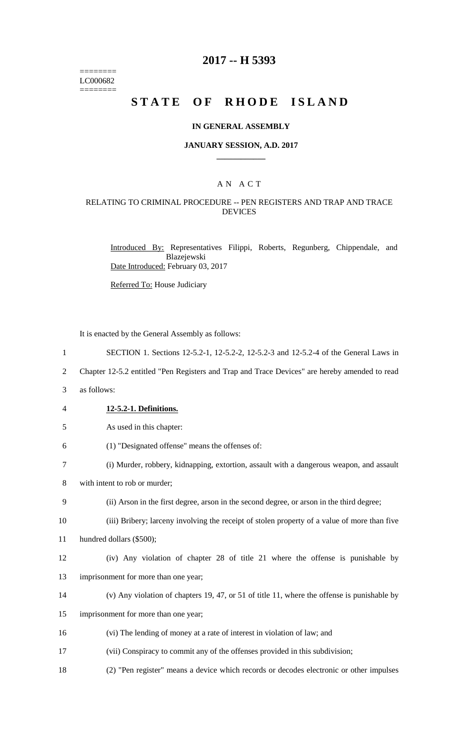========
LC000682
========

# 2017 -- H 5393

# STATE OF RHODE ISLAND

**IN GENERAL ASSEMBLY**

**JANUARY SESSION, A.D. 2017**

____________

A N A C T

RELATING TO CRIMINAL PROCEDURE -- PEN REGISTERS AND TRAP AND TRACE DEVICES

Introduced By: Representatives Filippi, Roberts, Regunberg, Chippendale, and Blazejewski

Date Introduced: February 03, 2017

Referred To: House Judiciary

It is enacted by the General Assembly as follows:

1 SECTION 1. Sections 12-5.2-1, 12-5.2-2, 12-5.2-3 and 12-5.2-4 of the General Laws in
2 Chapter 12-5.2 entitled "Pen Registers and Trap and Trace Devices" are hereby amended to read
3 as follows:

4 **12-5.2-1. Definitions.**

5 As used in this chapter:

6 (1) "Designated offense" means the offenses of:

7 (i) Murder, robbery, kidnapping, extortion, assault with a dangerous weapon, and assault
8 with intent to rob or murder;

9 (ii) Arson in the first degree, arson in the second degree, or arson in the third degree;

10 (iii) Bribery; larceny involving the receipt of stolen property of a value of more than five
11 hundred dollars ($500);

12 (iv) Any violation of chapter 28 of title 21 where the offense is punishable by
13 imprisonment for more than one year;

14 (v) Any violation of chapters 19, 47, or 51 of title 11, where the offense is punishable by
15 imprisonment for more than one year;

16 (vi) The lending of money at a rate of interest in violation of law; and

17 (vii) Conspiracy to commit any of the offenses provided in this subdivision;

18 (2) "Pen register" means a device which records or decodes electronic or other impulses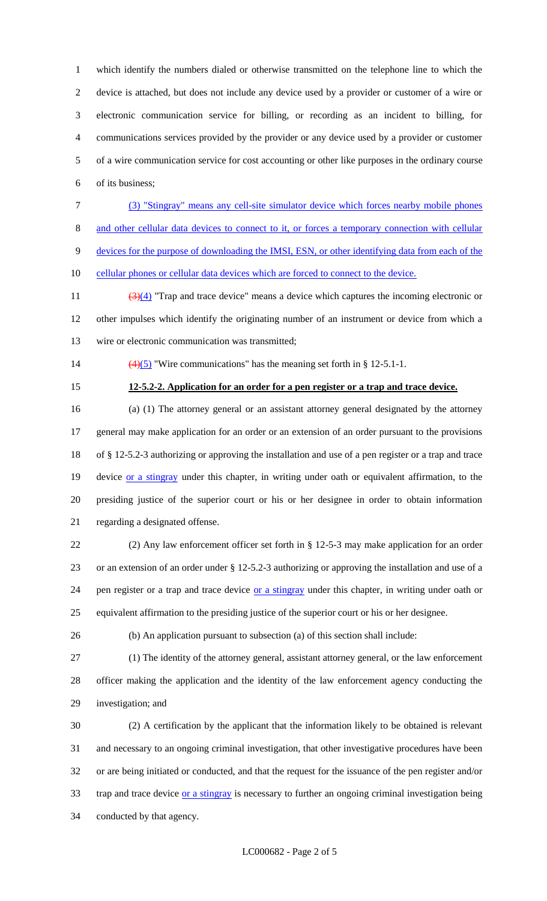which identify the numbers dialed or otherwise transmitted on the telephone line to which the device is attached, but does not include any device used by a provider or customer of a wire or electronic communication service for billing, or recording as an incident to billing, for communications services provided by the provider or any device used by a provider or customer of a wire communication service for cost accounting or other like purposes in the ordinary course of its business;

(3) "Stingray" means any cell-site simulator device which forces nearby mobile phones and other cellular data devices to connect to it, or forces a temporary connection with cellular devices for the purpose of downloading the IMSI, ESN, or other identifying data from each of the cellular phones or cellular data devices which are forced to connect to the device.

~~(3)~~(4) "Trap and trace device" means a device which captures the incoming electronic or other impulses which identify the originating number of an instrument or device from which a wire or electronic communication was transmitted;

~~(4)~~(5) "Wire communications" has the meaning set forth in § 12-5.1-1.

**12-5.2-2. Application for an order for a pen register or a trap and trace device.**

(a) (1) The attorney general or an assistant attorney general designated by the attorney general may make application for an order or an extension of an order pursuant to the provisions of § 12-5.2-3 authorizing or approving the installation and use of a pen register or a trap and trace device or a stingray under this chapter, in writing under oath or equivalent affirmation, to the presiding justice of the superior court or his or her designee in order to obtain information regarding a designated offense.

(2) Any law enforcement officer set forth in § 12-5-3 may make application for an order or an extension of an order under § 12-5.2-3 authorizing or approving the installation and use of a pen register or a trap and trace device or a stingray under this chapter, in writing under oath or equivalent affirmation to the presiding justice of the superior court or his or her designee.

(b) An application pursuant to subsection (a) of this section shall include:

(1) The identity of the attorney general, assistant attorney general, or the law enforcement officer making the application and the identity of the law enforcement agency conducting the investigation; and

(2) A certification by the applicant that the information likely to be obtained is relevant and necessary to an ongoing criminal investigation, that other investigative procedures have been or are being initiated or conducted, and that the request for the issuance of the pen register and/or trap and trace device or a stingray is necessary to further an ongoing criminal investigation being conducted by that agency.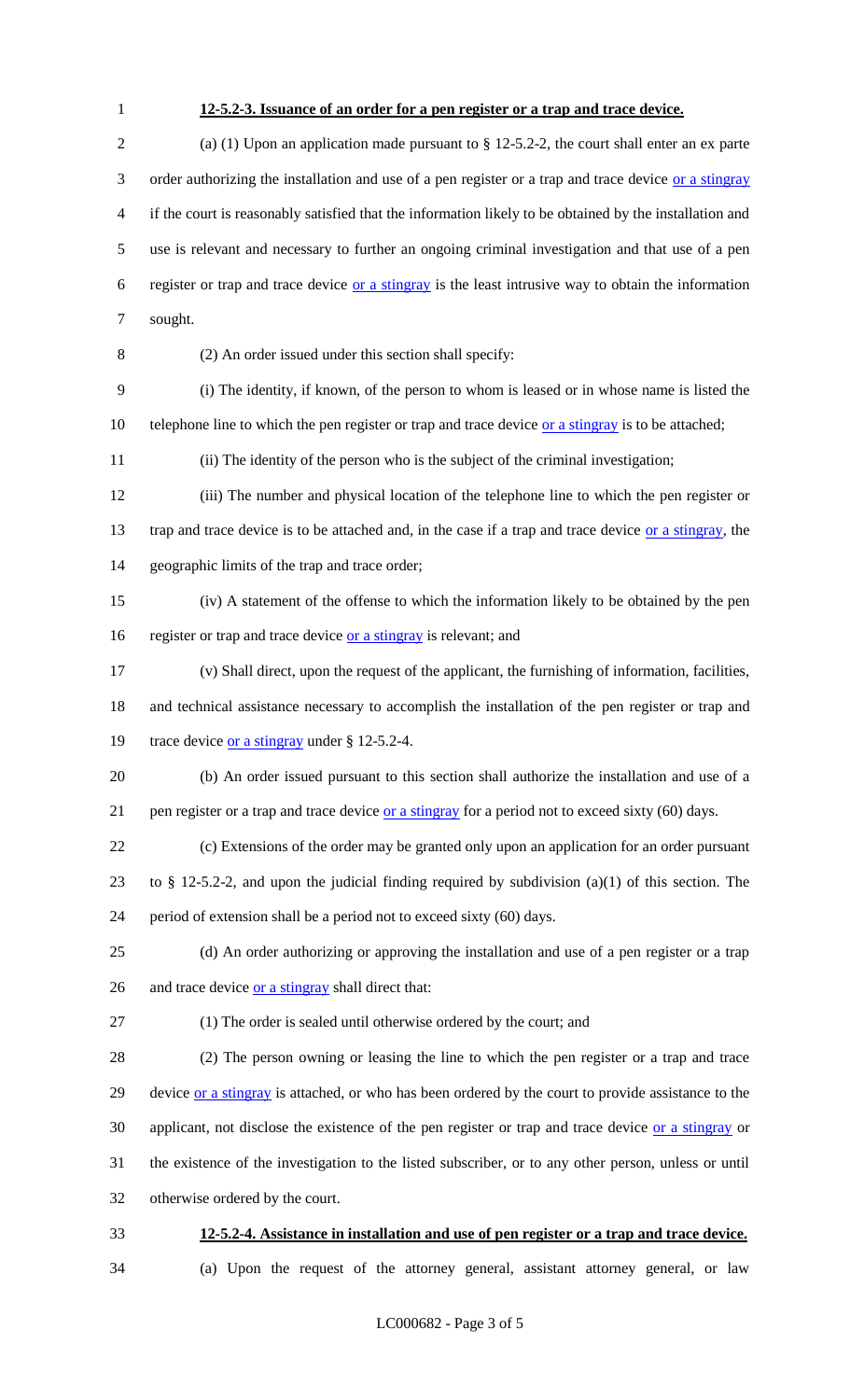**12-5.2-3. Issuance of an order for a pen register or a trap and trace device.**

(a) (1) Upon an application made pursuant to § 12-5.2-2, the court shall enter an ex parte order authorizing the installation and use of a pen register or a trap and trace device <u>or a stingray</u> if the court is reasonably satisfied that the information likely to be obtained by the installation and use is relevant and necessary to further an ongoing criminal investigation and that use of a pen register or trap and trace device <u>or a stingray</u> is the least intrusive way to obtain the information sought.

(2) An order issued under this section shall specify:

(i) The identity, if known, of the person to whom is leased or in whose name is listed the telephone line to which the pen register or trap and trace device <u>or a stingray</u> is to be attached;

(ii) The identity of the person who is the subject of the criminal investigation;

(iii) The number and physical location of the telephone line to which the pen register or trap and trace device is to be attached and, in the case if a trap and trace device <u>or a stingray</u>, the geographic limits of the trap and trace order;

(iv) A statement of the offense to which the information likely to be obtained by the pen register or trap and trace device <u>or a stingray</u> is relevant; and

(v) Shall direct, upon the request of the applicant, the furnishing of information, facilities, and technical assistance necessary to accomplish the installation of the pen register or trap and trace device <u>or a stingray</u> under § 12-5.2-4.

(b) An order issued pursuant to this section shall authorize the installation and use of a pen register or a trap and trace device <u>or a stingray</u> for a period not to exceed sixty (60) days.

(c) Extensions of the order may be granted only upon an application for an order pursuant to § 12-5.2-2, and upon the judicial finding required by subdivision (a)(1) of this section. The period of extension shall be a period not to exceed sixty (60) days.

(d) An order authorizing or approving the installation and use of a pen register or a trap and trace device <u>or a stingray</u> shall direct that:

(1) The order is sealed until otherwise ordered by the court; and

(2) The person owning or leasing the line to which the pen register or a trap and trace device <u>or a stingray</u> is attached, or who has been ordered by the court to provide assistance to the applicant, not disclose the existence of the pen register or trap and trace device <u>or a stingray</u> or the existence of the investigation to the listed subscriber, or to any other person, unless or until otherwise ordered by the court.

**12-5.2-4. Assistance in installation and use of pen register or a trap and trace device.**

(a) Upon the request of the attorney general, assistant attorney general, or law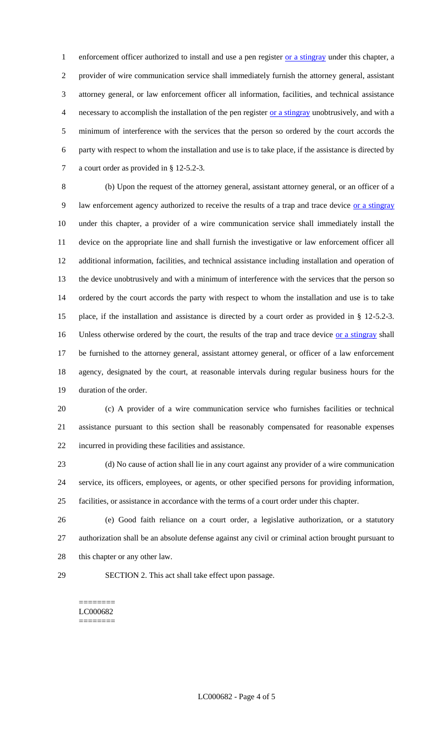enforcement officer authorized to install and use a pen register or a stingray under this chapter, a provider of wire communication service shall immediately furnish the attorney general, assistant attorney general, or law enforcement officer all information, facilities, and technical assistance necessary to accomplish the installation of the pen register or a stingray unobtrusively, and with a minimum of interference with the services that the person so ordered by the court accords the party with respect to whom the installation and use is to take place, if the assistance is directed by a court order as provided in § 12-5.2-3.

(b) Upon the request of the attorney general, assistant attorney general, or an officer of a law enforcement agency authorized to receive the results of a trap and trace device or a stingray under this chapter, a provider of a wire communication service shall immediately install the device on the appropriate line and shall furnish the investigative or law enforcement officer all additional information, facilities, and technical assistance including installation and operation of the device unobtrusively and with a minimum of interference with the services that the person so ordered by the court accords the party with respect to whom the installation and use is to take place, if the installation and assistance is directed by a court order as provided in § 12-5.2-3. Unless otherwise ordered by the court, the results of the trap and trace device or a stingray shall be furnished to the attorney general, assistant attorney general, or officer of a law enforcement agency, designated by the court, at reasonable intervals during regular business hours for the duration of the order.

(c) A provider of a wire communication service who furnishes facilities or technical assistance pursuant to this section shall be reasonably compensated for reasonable expenses incurred in providing these facilities and assistance.

(d) No cause of action shall lie in any court against any provider of a wire communication service, its officers, employees, or agents, or other specified persons for providing information, facilities, or assistance in accordance with the terms of a court order under this chapter.

(e) Good faith reliance on a court order, a legislative authorization, or a statutory authorization shall be an absolute defense against any civil or criminal action brought pursuant to this chapter or any other law.

SECTION 2. This act shall take effect upon passage.

========
LC000682
========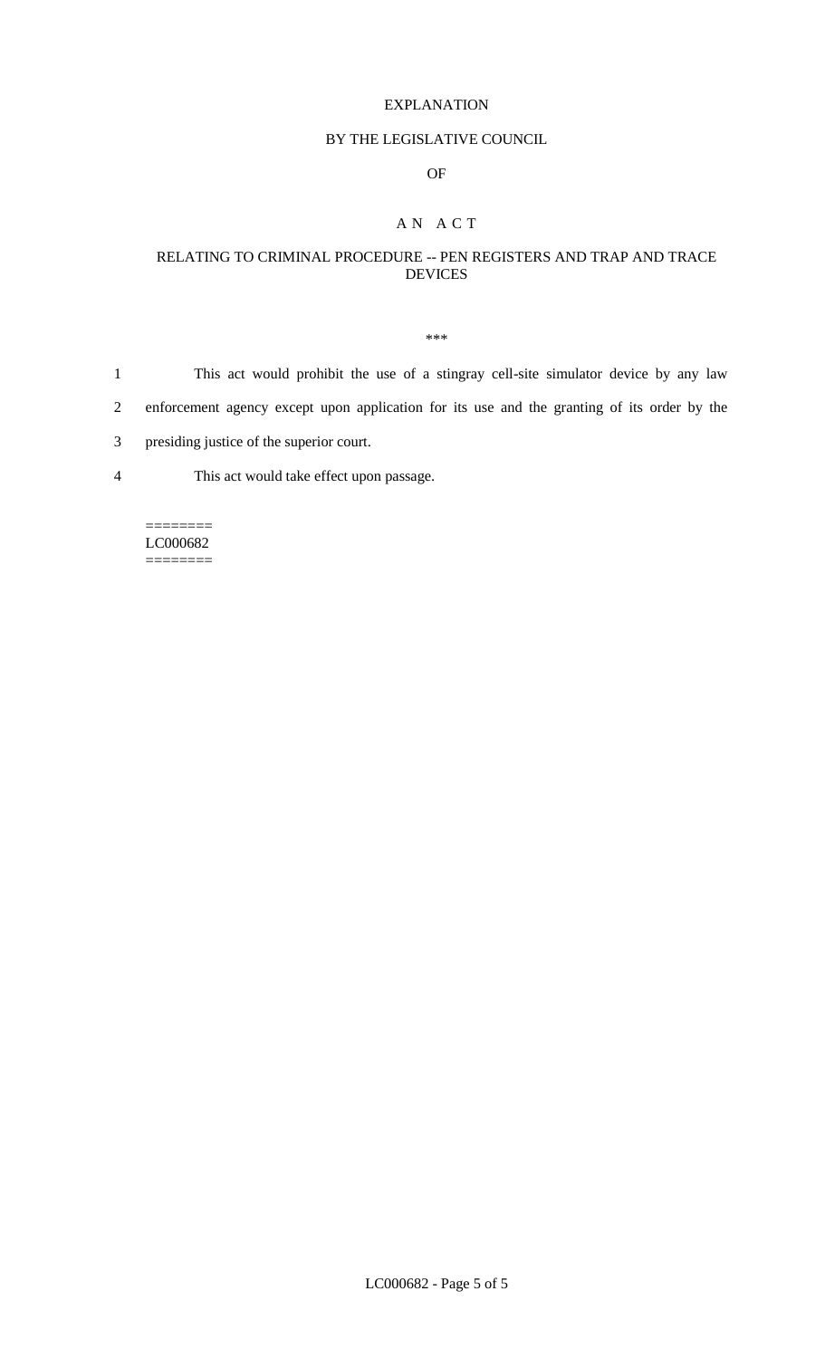EXPLANATION

BY THE LEGISLATIVE COUNCIL

OF

A N A C T

RELATING TO CRIMINAL PROCEDURE -- PEN REGISTERS AND TRAP AND TRACE DEVICES

\*\*\*

1 This act would prohibit the use of a stingray cell-site simulator device by any law
2 enforcement agency except upon application for its use and the granting of its order by the
3 presiding justice of the superior court.
4 This act would take effect upon passage.

========
LC000682
========